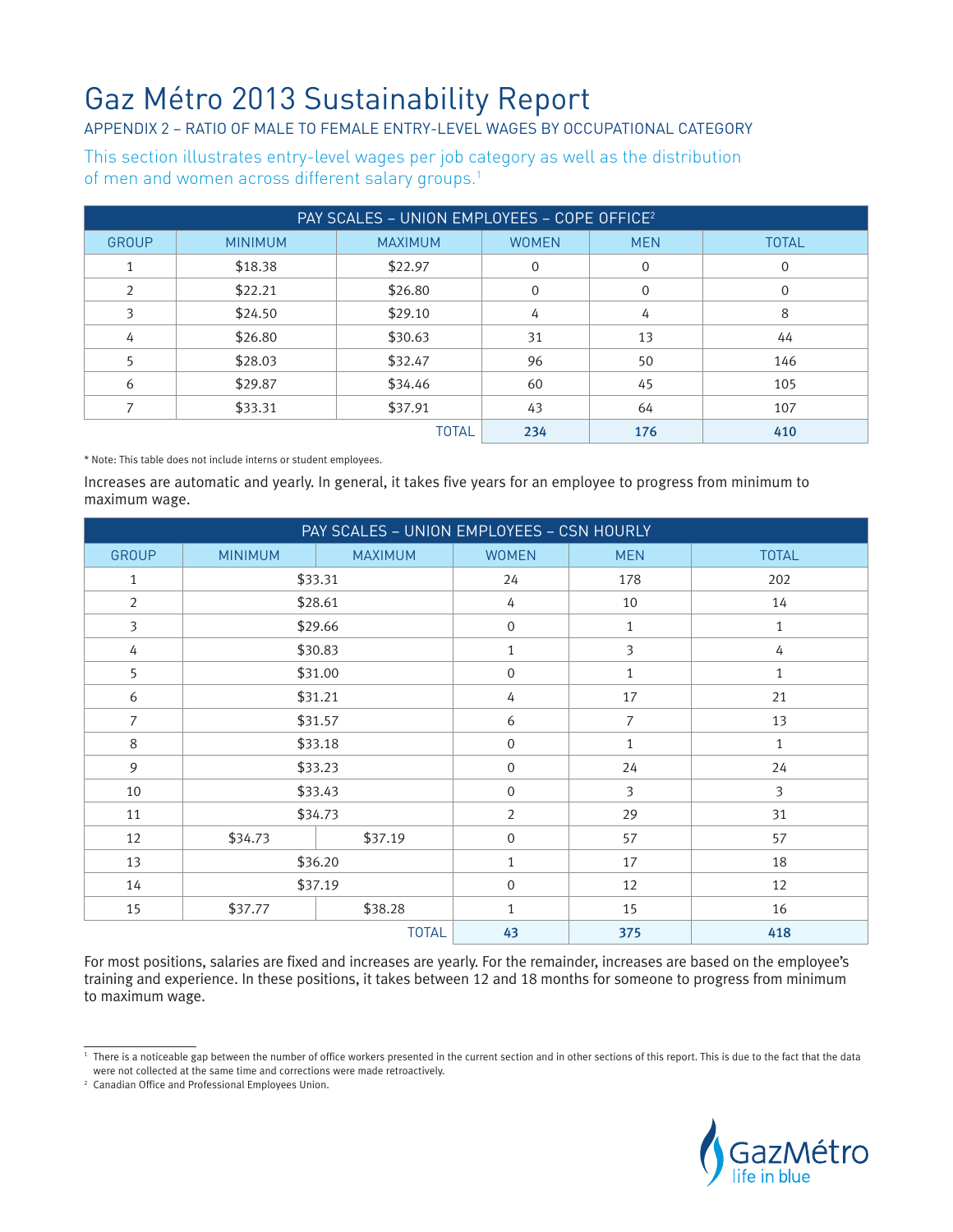# Gaz Métro 2013 Sustainability Report

## APPENDIX 2 – RATIO OF MALE TO FEMALE ENTRY-LEVEL WAGES BY OCCUPATIONAL CATEGORY

This section illustrates entry-level wages per job category as well as the distribution of men and women across different salary groups.[1]

| PAY SCALES – UNION EMPLOYEES – COPE OFFICE[2] | | | | | |
|---|---|---|---|---|---|
| GROUP | MINIMUM | MAXIMUM | WOMEN | MEN | TOTAL |
| 1 | $18.38 | $22.97 | 0 | 0 | 0 |
| 2 | $22.21 | $26.80 | 0 | 0 | 0 |
| 3 | $24.50 | $29.10 | 4 | 4 | 8 |
| 4 | $26.80 | $30.63 | 31 | 13 | 44 |
| 5 | $28.03 | $32.47 | 96 | 50 | 146 |
| 6 | $29.87 | $34.46 | 60 | 45 | 105 |
| 7 | $33.31 | $37.91 | 43 | 64 | 107 |
| | | TOTAL | **234** | **176** | **410** |

* Note: This table does not include interns or student employees.

Increases are automatic and yearly. In general, it takes five years for an employee to progress from minimum to maximum wage.

| PAY SCALES – UNION EMPLOYEES – CSN HOURLY | | | | | |
|---|---|---|---|---|---|
| GROUP | MINIMUM | MAXIMUM | WOMEN | MEN | TOTAL |
| 1 | $33.31 | | 24 | 178 | 202 |
| 2 | $28.61 | | 4 | 10 | 14 |
| 3 | $29.66 | | 0 | 1 | 1 |
| 4 | $30.83 | | 1 | 3 | 4 |
| 5 | $31.00 | | 0 | 1 | 1 |
| 6 | $31.21 | | 4 | 17 | 21 |
| 7 | $31.57 | | 6 | 7 | 13 |
| 8 | $33.18 | | 0 | 1 | 1 |
| 9 | $33.23 | | 0 | 24 | 24 |
| 10 | $33.43 | | 0 | 3 | 3 |
| 11 | $34.73 | | 2 | 29 | 31 |
| 12 | $34.73 | $37.19 | 0 | 57 | 57 |
| 13 | $36.20 | | 1 | 17 | 18 |
| 14 | $37.19 | | 0 | 12 | 12 |
| 15 | $37.77 | $38.28 | 1 | 15 | 16 |
| | | TOTAL | **43** | **375** | **418** |

For most positions, salaries are fixed and increases are yearly. For the remainder, increases are based on the employee's training and experience. In these positions, it takes between 12 and 18 months for someone to progress from minimum to maximum wage.

[1] There is a noticeable gap between the number of office workers presented in the current section and in other sections of this report. This is due to the fact that the data were not collected at the same time and corrections were made retroactively.

[2] Canadian Office and Professional Employees Union.

GazMétro life in blue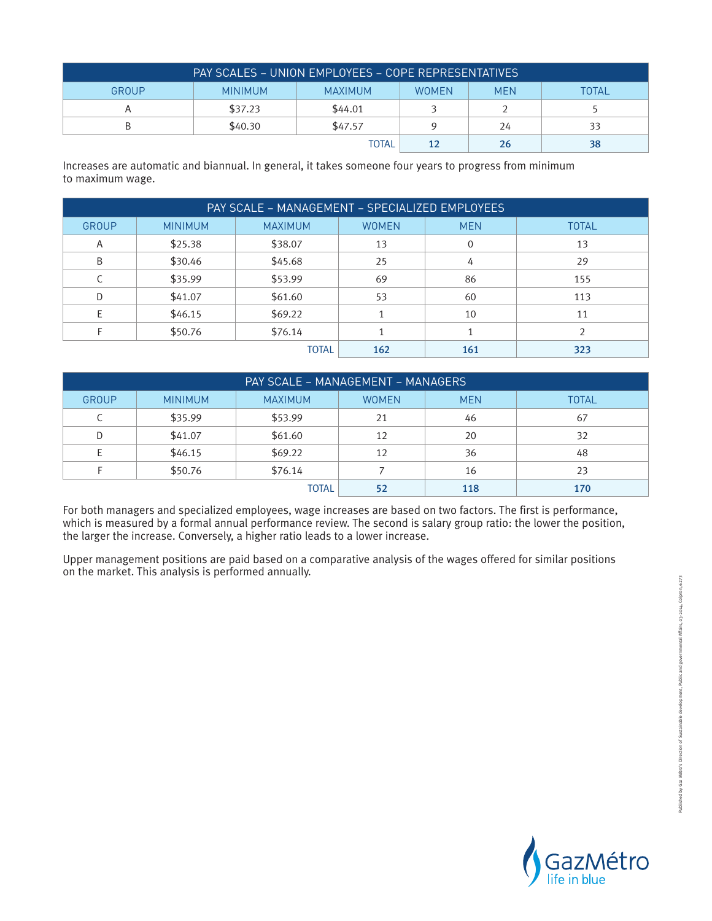| PAY SCALES – UNION EMPLOYEES – COPE REPRESENTATIVES | | | | | |
|---|---|---|---|---|---|
| GROUP | MINIMUM | MAXIMUM | WOMEN | MEN | TOTAL |
| A | $37.23 | $44.01 | 3 | 2 | 5 |
| B | $40.30 | $47.57 | 9 | 24 | 33 |
| | | TOTAL | **12** | **26** | **38** |

Increases are automatic and biannual. In general, it takes someone four years to progress from minimum to maximum wage.

| PAY SCALE – MANAGEMENT – SPECIALIZED EMPLOYEES | | | | | |
|---|---|---|---|---|---|
| GROUP | MINIMUM | MAXIMUM | WOMEN | MEN | TOTAL |
| A | $25.38 | $38.07 | 13 | 0 | 13 |
| B | $30.46 | $45.68 | 25 | 4 | 29 |
| C | $35.99 | $53.99 | 69 | 86 | 155 |
| D | $41.07 | $61.60 | 53 | 60 | 113 |
| E | $46.15 | $69.22 | 1 | 10 | 11 |
| F | $50.76 | $76.14 | 1 | 1 | 2 |
| | | TOTAL | **162** | **161** | **323** |

| PAY SCALE – MANAGEMENT – MANAGERS | | | | | |
|---|---|---|---|---|---|
| GROUP | MINIMUM | MAXIMUM | WOMEN | MEN | TOTAL |
| C | $35.99 | $53.99 | 21 | 46 | 67 |
| D | $41.07 | $61.60 | 12 | 20 | 32 |
| E | $46.15 | $69.22 | 12 | 36 | 48 |
| F | $50.76 | $76.14 | 7 | 16 | 23 |
| | | TOTAL | **52** | **118** | **170** |

For both managers and specialized employees, wage increases are based on two factors. The first is performance, which is measured by a formal annual performance review. The second is salary group ratio: the lower the position, the larger the increase. Conversely, a higher ratio leads to a lower increase.

Upper management positions are paid based on a comparative analysis of the wages offered for similar positions on the market. This analysis is performed annually.

Published by Gaz Métro's Direction of Sustainable development, Public and governmental Affairs, 03-2014, Colpron 6273

GazMétro
life in blue